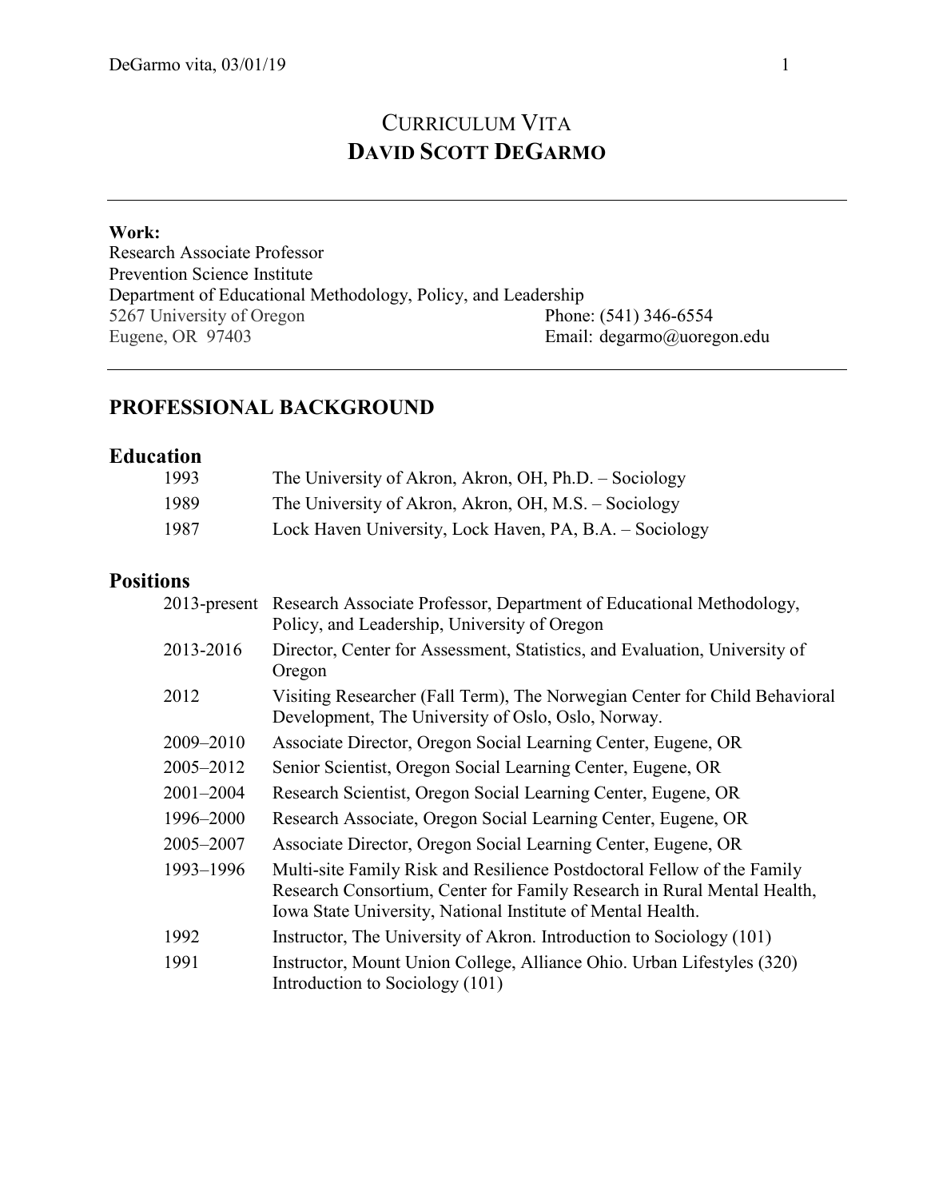# CURRICULUM VITA
# DAVID SCOTT DEGARMO

---

**Work:**
Research Associate Professor
Prevention Science Institute
Department of Educational Methodology, Policy, and Leadership
5267 University of Oregon
Eugene, OR 97403

Phone: (541) 346-6554
Email: degarmo@uoregon.edu

---

## PROFESSIONAL BACKGROUND

### Education

| | |
|---|---|
| 1993 | The University of Akron, Akron, OH, Ph.D. – Sociology |
| 1989 | The University of Akron, Akron, OH, M.S. – Sociology |
| 1987 | Lock Haven University, Lock Haven, PA, B.A. – Sociology |

### Positions

| | |
|---|---|
| 2013-present | Research Associate Professor, Department of Educational Methodology, Policy, and Leadership, University of Oregon |
| 2013-2016 | Director, Center for Assessment, Statistics, and Evaluation, University of Oregon |
| 2012 | Visiting Researcher (Fall Term), The Norwegian Center for Child Behavioral Development, The University of Oslo, Oslo, Norway. |
| 2009–2010 | Associate Director, Oregon Social Learning Center, Eugene, OR |
| 2005–2012 | Senior Scientist, Oregon Social Learning Center, Eugene, OR |
| 2001–2004 | Research Scientist, Oregon Social Learning Center, Eugene, OR |
| 1996–2000 | Research Associate, Oregon Social Learning Center, Eugene, OR |
| 2005–2007 | Associate Director, Oregon Social Learning Center, Eugene, OR |
| 1993–1996 | Multi-site Family Risk and Resilience Postdoctoral Fellow of the Family Research Consortium, Center for Family Research in Rural Mental Health, Iowa State University, National Institute of Mental Health. |
| 1992 | Instructor, The University of Akron. Introduction to Sociology (101) |
| 1991 | Instructor, Mount Union College, Alliance Ohio. Urban Lifestyles (320) Introduction to Sociology (101) |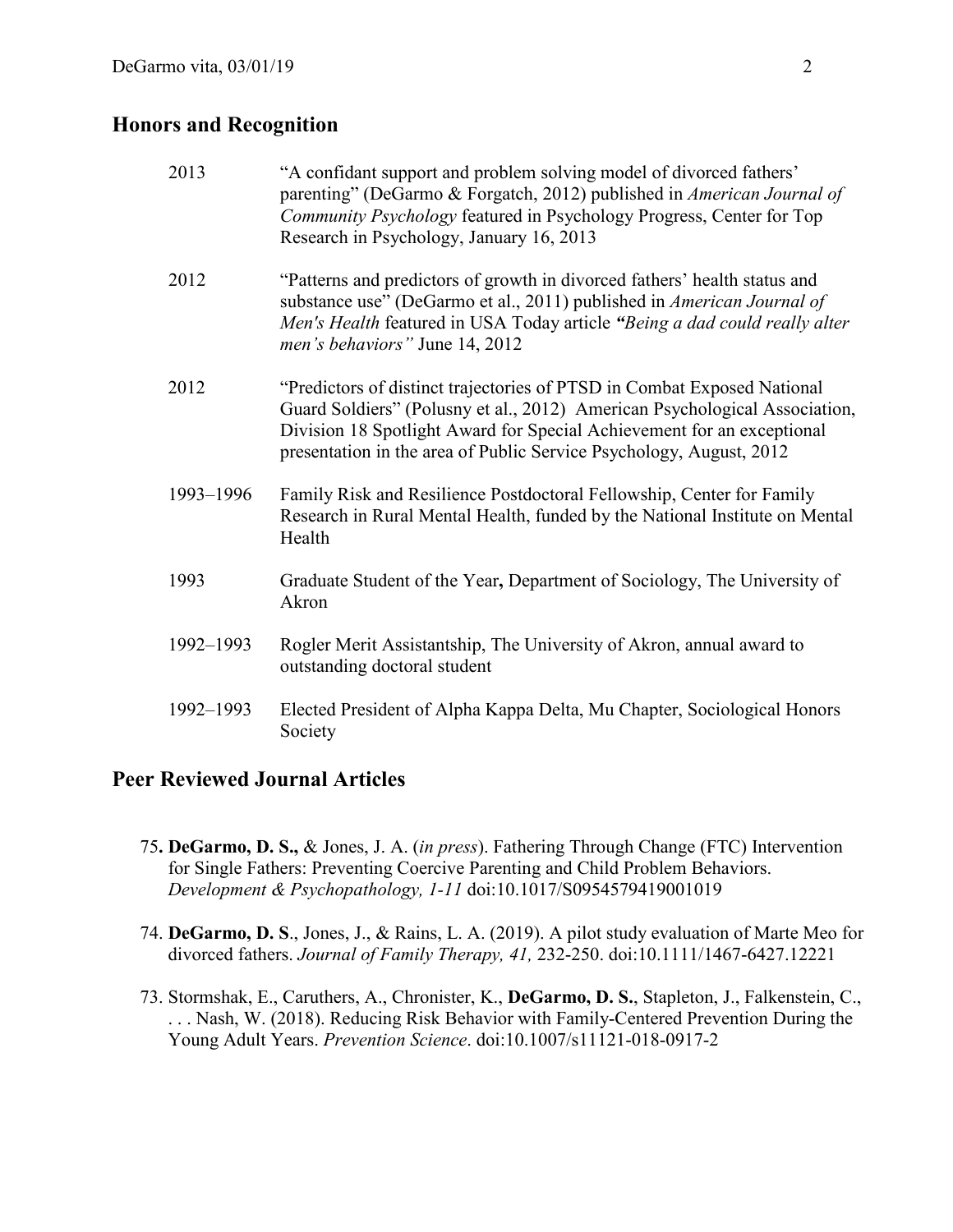## Honors and Recognition

| | |
|---|---|
| 2013 | "A confidant support and problem solving model of divorced fathers' parenting" (DeGarmo & Forgatch, 2012) published in *American Journal of Community Psychology* featured in Psychology Progress, Center for Top Research in Psychology, January 16, 2013 |
| 2012 | "Patterns and predictors of growth in divorced fathers' health status and substance use" (DeGarmo et al., 2011) published in *American Journal of Men's Health* featured in USA Today article ***"Being a dad could really alter*** *men's behaviors"* June 14, 2012 |
| 2012 | "Predictors of distinct trajectories of PTSD in Combat Exposed National Guard Soldiers" (Polusny et al., 2012) American Psychological Association, Division 18 Spotlight Award for Special Achievement for an exceptional presentation in the area of Public Service Psychology, August, 2012 |
| 1993–1996 | Family Risk and Resilience Postdoctoral Fellowship, Center for Family Research in Rural Mental Health, funded by the National Institute on Mental Health |
| 1993 | Graduate Student of the Year**,** Department of Sociology, The University of Akron |
| 1992–1993 | Rogler Merit Assistantship, The University of Akron, annual award to outstanding doctoral student |
| 1992–1993 | Elected President of Alpha Kappa Delta, Mu Chapter, Sociological Honors Society |

## Peer Reviewed Journal Articles

75**. DeGarmo, D. S.,** & Jones, J. A. (*in press*). Fathering Through Change (FTC) Intervention for Single Fathers: Preventing Coercive Parenting and Child Problem Behaviors. *Development & Psychopathology, 1-11* doi:10.1017/S0954579419001019

74. **DeGarmo, D. S**., Jones, J., & Rains, L. A. (2019). A pilot study evaluation of Marte Meo for divorced fathers. *Journal of Family Therapy, 41,* 232-250. doi:10.1111/1467-6427.12221

73. Stormshak, E., Caruthers, A., Chronister, K., **DeGarmo, D. S.**, Stapleton, J., Falkenstein, C., . . . Nash, W. (2018). Reducing Risk Behavior with Family-Centered Prevention During the Young Adult Years. *Prevention Science*. doi:10.1007/s11121-018-0917-2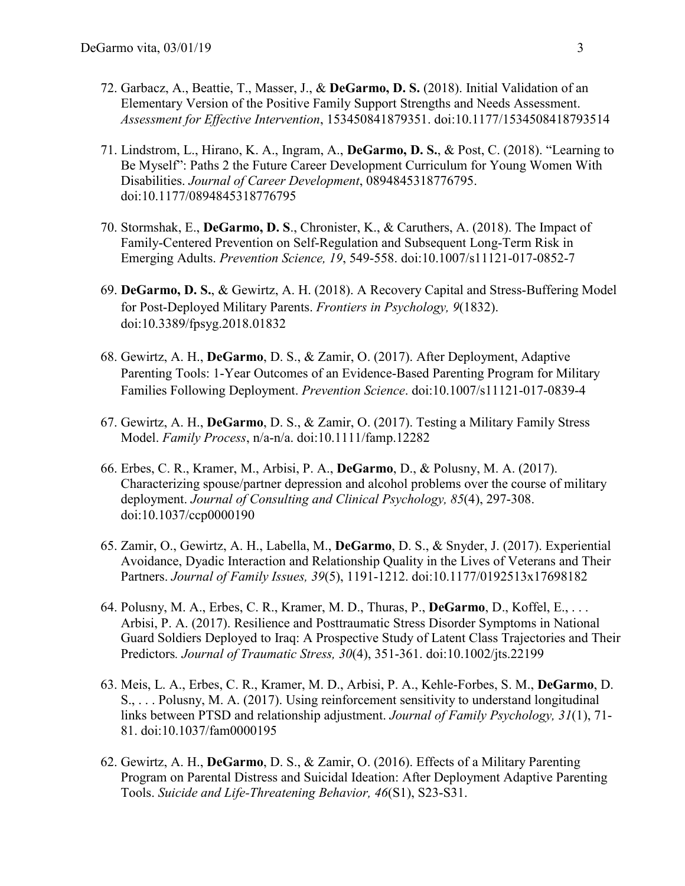72. Garbacz, A., Beattie, T., Masser, J., & **DeGarmo, D. S.** (2018). Initial Validation of an Elementary Version of the Positive Family Support Strengths and Needs Assessment. *Assessment for Effective Intervention*, 153450841879351. doi:10.1177/1534508418793514

71. Lindstrom, L., Hirano, K. A., Ingram, A., **DeGarmo, D. S.**, & Post, C. (2018). "Learning to Be Myself": Paths 2 the Future Career Development Curriculum for Young Women With Disabilities. *Journal of Career Development*, 0894845318776795. doi:10.1177/0894845318776795

70. Stormshak, E., **DeGarmo, D. S**., Chronister, K., & Caruthers, A. (2018). The Impact of Family-Centered Prevention on Self-Regulation and Subsequent Long-Term Risk in Emerging Adults. *Prevention Science, 19*, 549-558. doi:10.1007/s11121-017-0852-7

69. **DeGarmo, D. S.**, & Gewirtz, A. H. (2018). A Recovery Capital and Stress-Buffering Model for Post-Deployed Military Parents. *Frontiers in Psychology, 9*(1832). doi:10.3389/fpsyg.2018.01832

68. Gewirtz, A. H., **DeGarmo**, D. S., & Zamir, O. (2017). After Deployment, Adaptive Parenting Tools: 1-Year Outcomes of an Evidence-Based Parenting Program for Military Families Following Deployment. *Prevention Science*. doi:10.1007/s11121-017-0839-4

67. Gewirtz, A. H., **DeGarmo**, D. S., & Zamir, O. (2017). Testing a Military Family Stress Model. *Family Process*, n/a-n/a. doi:10.1111/famp.12282

66. Erbes, C. R., Kramer, M., Arbisi, P. A., **DeGarmo**, D., & Polusny, M. A. (2017). Characterizing spouse/partner depression and alcohol problems over the course of military deployment. *Journal of Consulting and Clinical Psychology, 85*(4), 297-308. doi:10.1037/ccp0000190

65. Zamir, O., Gewirtz, A. H., Labella, M., **DeGarmo**, D. S., & Snyder, J. (2017). Experiential Avoidance, Dyadic Interaction and Relationship Quality in the Lives of Veterans and Their Partners. *Journal of Family Issues, 39*(5), 1191-1212. doi:10.1177/0192513x17698182

64. Polusny, M. A., Erbes, C. R., Kramer, M. D., Thuras, P., **DeGarmo**, D., Koffel, E., . . . Arbisi, P. A. (2017). Resilience and Posttraumatic Stress Disorder Symptoms in National Guard Soldiers Deployed to Iraq: A Prospective Study of Latent Class Trajectories and Their Predictors. *Journal of Traumatic Stress, 30*(4), 351-361. doi:10.1002/jts.22199

63. Meis, L. A., Erbes, C. R., Kramer, M. D., Arbisi, P. A., Kehle-Forbes, S. M., **DeGarmo**, D. S., . . . Polusny, M. A. (2017). Using reinforcement sensitivity to understand longitudinal links between PTSD and relationship adjustment. *Journal of Family Psychology, 31*(1), 71-81. doi:10.1037/fam0000195

62. Gewirtz, A. H., **DeGarmo**, D. S., & Zamir, O. (2016). Effects of a Military Parenting Program on Parental Distress and Suicidal Ideation: After Deployment Adaptive Parenting Tools. *Suicide and Life-Threatening Behavior, 46*(S1), S23-S31.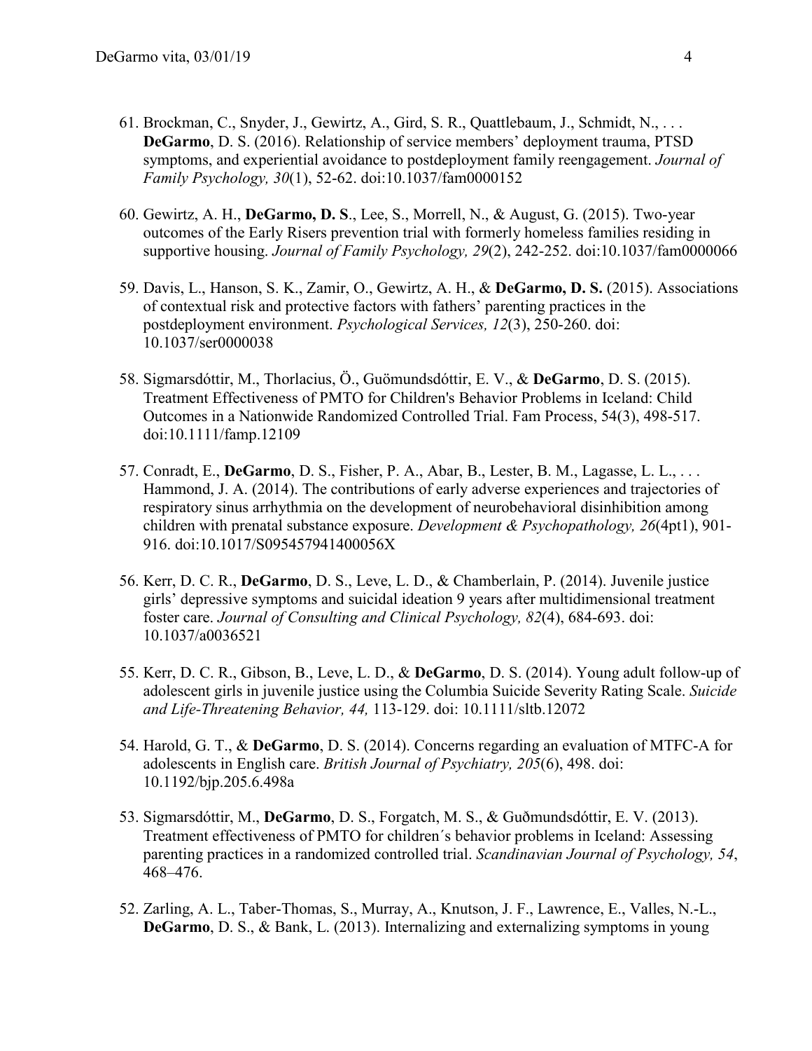61. Brockman, C., Snyder, J., Gewirtz, A., Gird, S. R., Quattlebaum, J., Schmidt, N., . . . **DeGarmo**, D. S. (2016). Relationship of service members' deployment trauma, PTSD symptoms, and experiential avoidance to postdeployment family reengagement. *Journal of Family Psychology, 30*(1), 52-62. doi:10.1037/fam0000152

60. Gewirtz, A. H., **DeGarmo, D. S**., Lee, S., Morrell, N., & August, G. (2015). Two-year outcomes of the Early Risers prevention trial with formerly homeless families residing in supportive housing. *Journal of Family Psychology, 29*(2), 242-252. doi:10.1037/fam0000066

59. Davis, L., Hanson, S. K., Zamir, O., Gewirtz, A. H., & **DeGarmo, D. S.** (2015). Associations of contextual risk and protective factors with fathers' parenting practices in the postdeployment environment. *Psychological Services, 12*(3), 250-260. doi: 10.1037/ser0000038

58. Sigmarsdóttir, M., Thorlacius, Ö., Guömundsdóttir, E. V., & **DeGarmo**, D. S. (2015). Treatment Effectiveness of PMTO for Children's Behavior Problems in Iceland: Child Outcomes in a Nationwide Randomized Controlled Trial. Fam Process, 54(3), 498-517. doi:10.1111/famp.12109

57. Conradt, E., **DeGarmo**, D. S., Fisher, P. A., Abar, B., Lester, B. M., Lagasse, L. L., . . . Hammond, J. A. (2014). The contributions of early adverse experiences and trajectories of respiratory sinus arrhythmia on the development of neurobehavioral disinhibition among children with prenatal substance exposure. *Development & Psychopathology, 26*(4pt1), 901-916. doi:10.1017/S095457941400056X

56. Kerr, D. C. R., **DeGarmo**, D. S., Leve, L. D., & Chamberlain, P. (2014). Juvenile justice girls' depressive symptoms and suicidal ideation 9 years after multidimensional treatment foster care. *Journal of Consulting and Clinical Psychology, 82*(4), 684-693. doi: 10.1037/a0036521

55. Kerr, D. C. R., Gibson, B., Leve, L. D., & **DeGarmo**, D. S. (2014). Young adult follow-up of adolescent girls in juvenile justice using the Columbia Suicide Severity Rating Scale. *Suicide and Life-Threatening Behavior, 44,* 113-129. doi: 10.1111/sltb.12072

54. Harold, G. T., & **DeGarmo**, D. S. (2014). Concerns regarding an evaluation of MTFC-A for adolescents in English care. *British Journal of Psychiatry, 205*(6), 498. doi: 10.1192/bjp.205.6.498a

53. Sigmarsdóttir, M., **DeGarmo**, D. S., Forgatch, M. S., & Guðmundsdóttir, E. V. (2013). Treatment effectiveness of PMTO for children´s behavior problems in Iceland: Assessing parenting practices in a randomized controlled trial. *Scandinavian Journal of Psychology, 54*, 468–476.

52. Zarling, A. L., Taber-Thomas, S., Murray, A., Knutson, J. F., Lawrence, E., Valles, N.-L., **DeGarmo**, D. S., & Bank, L. (2013). Internalizing and externalizing symptoms in young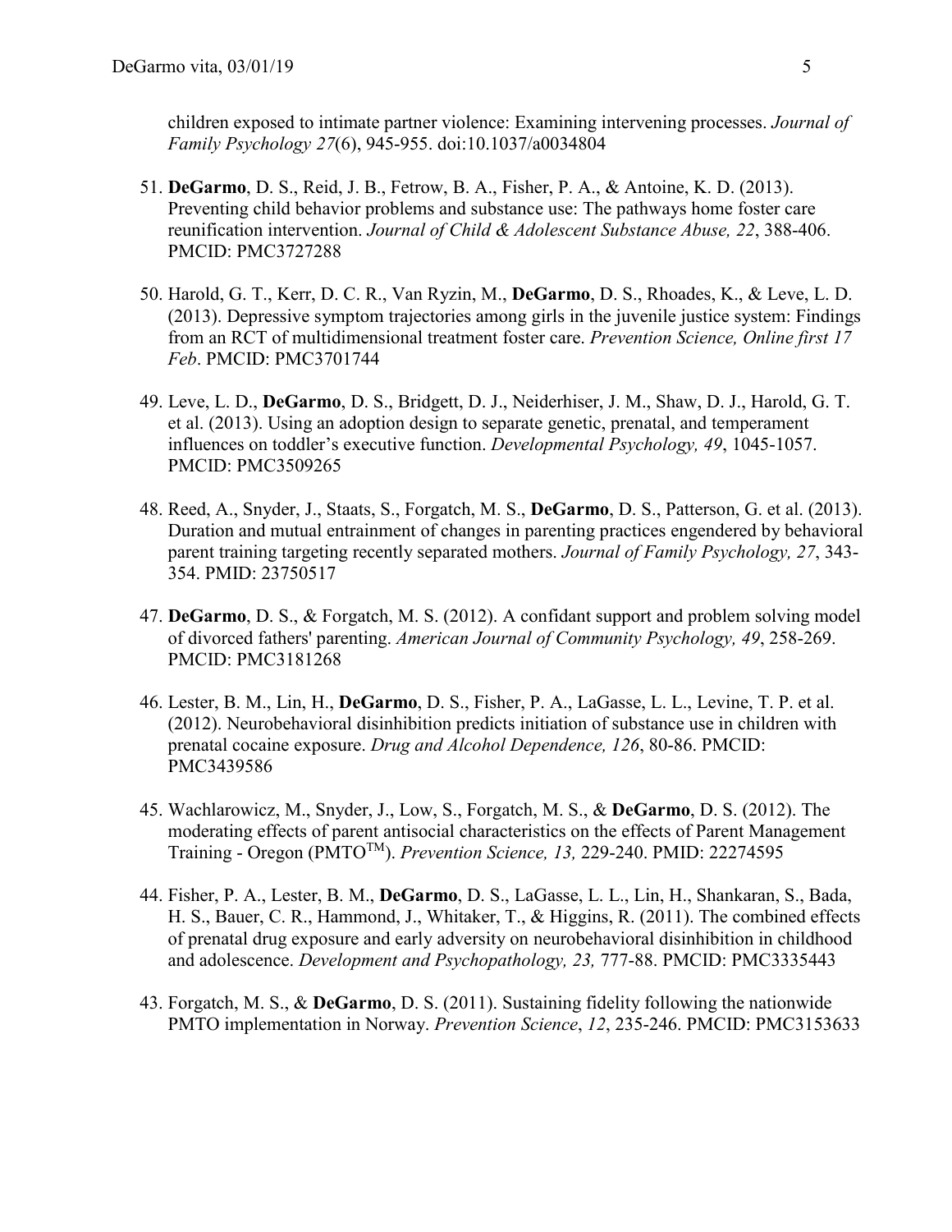children exposed to intimate partner violence: Examining intervening processes. *Journal of Family Psychology 27*(6), 945-955. doi:10.1037/a0034804

51. **DeGarmo**, D. S., Reid, J. B., Fetrow, B. A., Fisher, P. A., & Antoine, K. D. (2013). Preventing child behavior problems and substance use: The pathways home foster care reunification intervention. *Journal of Child & Adolescent Substance Abuse, 22*, 388-406. PMCID: PMC3727288

50. Harold, G. T., Kerr, D. C. R., Van Ryzin, M., **DeGarmo**, D. S., Rhoades, K., & Leve, L. D. (2013). Depressive symptom trajectories among girls in the juvenile justice system: Findings from an RCT of multidimensional treatment foster care. *Prevention Science, Online first 17 Feb*. PMCID: PMC3701744

49. Leve, L. D., **DeGarmo**, D. S., Bridgett, D. J., Neiderhiser, J. M., Shaw, D. J., Harold, G. T. et al. (2013). Using an adoption design to separate genetic, prenatal, and temperament influences on toddler's executive function. *Developmental Psychology, 49*, 1045-1057. PMCID: PMC3509265

48. Reed, A., Snyder, J., Staats, S., Forgatch, M. S., **DeGarmo**, D. S., Patterson, G. et al. (2013). Duration and mutual entrainment of changes in parenting practices engendered by behavioral parent training targeting recently separated mothers. *Journal of Family Psychology, 27*, 343-354. PMID: 23750517

47. **DeGarmo**, D. S., & Forgatch, M. S. (2012). A confidant support and problem solving model of divorced fathers' parenting. *American Journal of Community Psychology, 49*, 258-269. PMCID: PMC3181268

46. Lester, B. M., Lin, H., **DeGarmo**, D. S., Fisher, P. A., LaGasse, L. L., Levine, T. P. et al. (2012). Neurobehavioral disinhibition predicts initiation of substance use in children with prenatal cocaine exposure. *Drug and Alcohol Dependence, 126*, 80-86. PMCID: PMC3439586

45. Wachlarowicz, M., Snyder, J., Low, S., Forgatch, M. S., & **DeGarmo**, D. S. (2012). The moderating effects of parent antisocial characteristics on the effects of Parent Management Training - Oregon (PMTO[TM]). *Prevention Science, 13,* 229-240. PMID: 22274595

44. Fisher, P. A., Lester, B. M., **DeGarmo**, D. S., LaGasse, L. L., Lin, H., Shankaran, S., Bada, H. S., Bauer, C. R., Hammond, J., Whitaker, T., & Higgins, R. (2011). The combined effects of prenatal drug exposure and early adversity on neurobehavioral disinhibition in childhood and adolescence. *Development and Psychopathology, 23,* 777-88. PMCID: PMC3335443

43. Forgatch, M. S., & **DeGarmo**, D. S. (2011). Sustaining fidelity following the nationwide PMTO implementation in Norway. *Prevention Science*, *12*, 235-246. PMCID: PMC3153633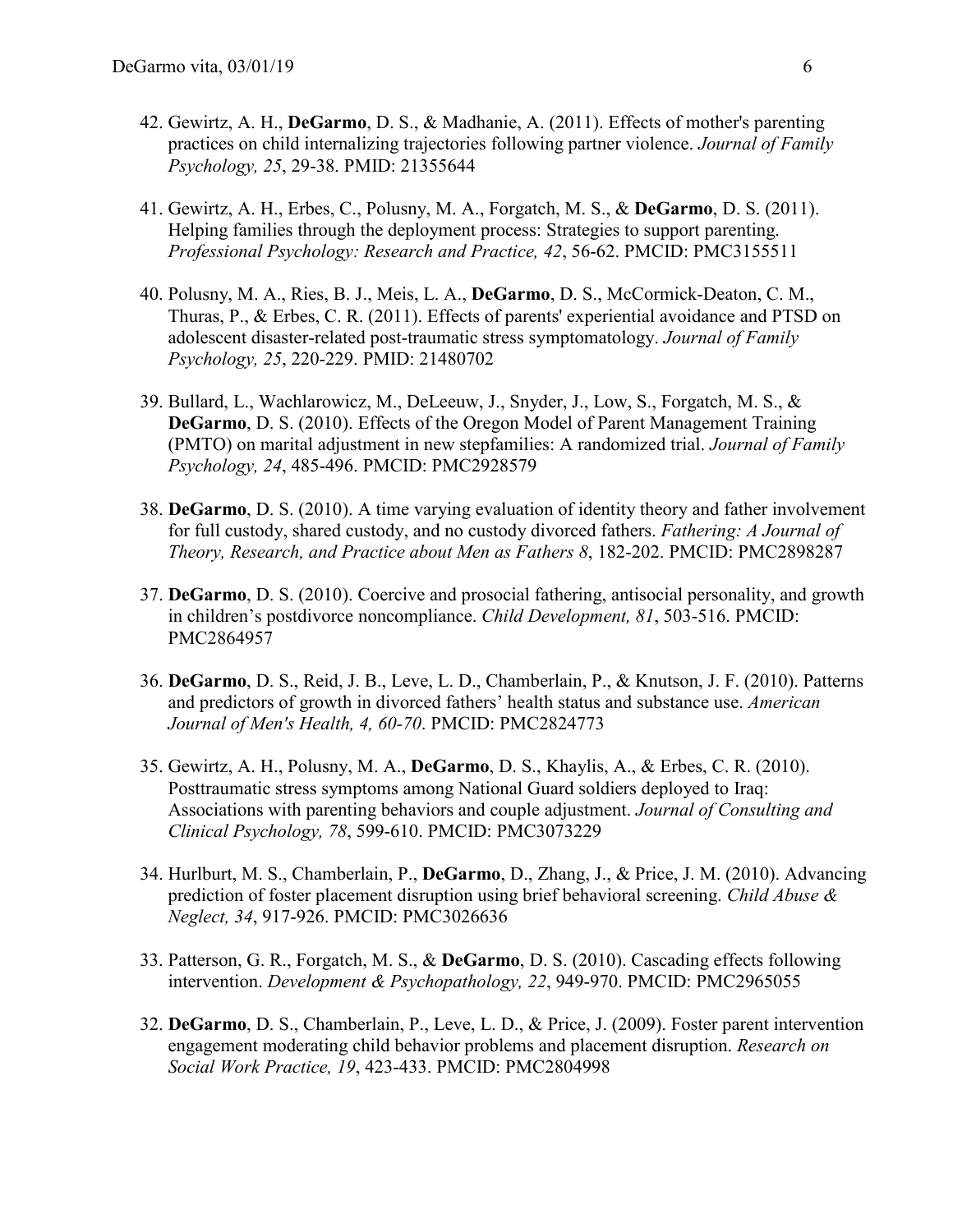42. Gewirtz, A. H., **DeGarmo**, D. S., & Madhanie, A. (2011). Effects of mother's parenting practices on child internalizing trajectories following partner violence. *Journal of Family Psychology, 25*, 29-38. PMID: 21355644

41. Gewirtz, A. H., Erbes, C., Polusny, M. A., Forgatch, M. S., & **DeGarmo**, D. S. (2011). Helping families through the deployment process: Strategies to support parenting. *Professional Psychology: Research and Practice, 42*, 56-62. PMCID: PMC3155511

40. Polusny, M. A., Ries, B. J., Meis, L. A., **DeGarmo**, D. S., McCormick-Deaton, C. M., Thuras, P., & Erbes, C. R. (2011). Effects of parents' experiential avoidance and PTSD on adolescent disaster-related post-traumatic stress symptomatology. *Journal of Family Psychology, 25*, 220-229. PMID: 21480702

39. Bullard, L., Wachlarowicz, M., DeLeeuw, J., Snyder, J., Low, S., Forgatch, M. S., & **DeGarmo**, D. S. (2010). Effects of the Oregon Model of Parent Management Training (PMTO) on marital adjustment in new stepfamilies: A randomized trial. *Journal of Family Psychology, 24*, 485-496. PMCID: PMC2928579

38. **DeGarmo**, D. S. (2010). A time varying evaluation of identity theory and father involvement for full custody, shared custody, and no custody divorced fathers. *Fathering: A Journal of Theory, Research, and Practice about Men as Fathers 8*, 182-202. PMCID: PMC2898287

37. **DeGarmo**, D. S. (2010). Coercive and prosocial fathering, antisocial personality, and growth in children's postdivorce noncompliance. *Child Development, 81*, 503-516. PMCID: PMC2864957

36. **DeGarmo**, D. S., Reid, J. B., Leve, L. D., Chamberlain, P., & Knutson, J. F. (2010). Patterns and predictors of growth in divorced fathers' health status and substance use. *American Journal of Men's Health, 4, 60-70*. PMCID: PMC2824773

35. Gewirtz, A. H., Polusny, M. A., **DeGarmo**, D. S., Khaylis, A., & Erbes, C. R. (2010). Posttraumatic stress symptoms among National Guard soldiers deployed to Iraq: Associations with parenting behaviors and couple adjustment. *Journal of Consulting and Clinical Psychology, 78*, 599-610. PMCID: PMC3073229

34. Hurlburt, M. S., Chamberlain, P., **DeGarmo**, D., Zhang, J., & Price, J. M. (2010). Advancing prediction of foster placement disruption using brief behavioral screening. *Child Abuse & Neglect, 34*, 917-926. PMCID: PMC3026636

33. Patterson, G. R., Forgatch, M. S., & **DeGarmo**, D. S. (2010). Cascading effects following intervention. *Development & Psychopathology, 22*, 949-970. PMCID: PMC2965055

32. **DeGarmo**, D. S., Chamberlain, P., Leve, L. D., & Price, J. (2009). Foster parent intervention engagement moderating child behavior problems and placement disruption. *Research on Social Work Practice, 19*, 423-433. PMCID: PMC2804998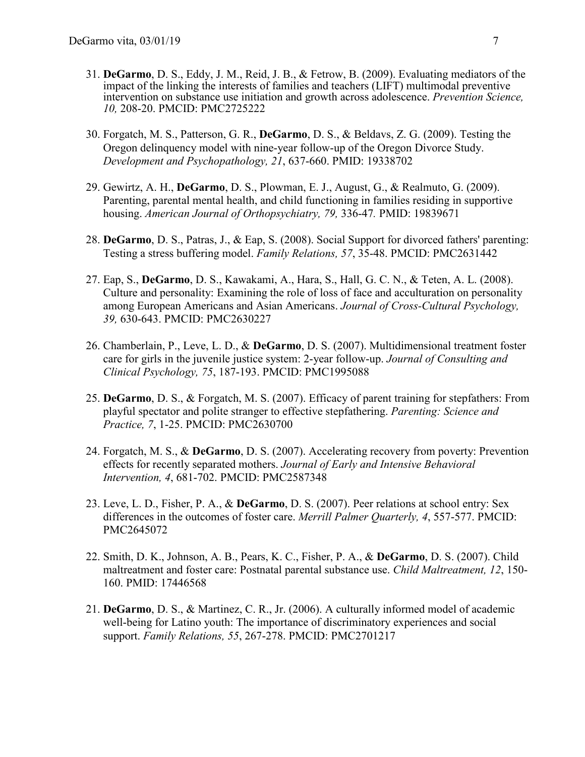31. **DeGarmo**, D. S., Eddy, J. M., Reid, J. B., & Fetrow, B. (2009). Evaluating mediators of the impact of the linking the interests of families and teachers (LIFT) multimodal preventive intervention on substance use initiation and growth across adolescence. *Prevention Science, 10,* 208-20. PMCID: PMC2725222

30. Forgatch, M. S., Patterson, G. R., **DeGarmo**, D. S., & Beldavs, Z. G. (2009). Testing the Oregon delinquency model with nine-year follow-up of the Oregon Divorce Study. *Development and Psychopathology, 21*, 637-660. PMID: 19338702

29. Gewirtz, A. H., **DeGarmo**, D. S., Plowman, E. J., August, G., & Realmuto, G. (2009). Parenting, parental mental health, and child functioning in families residing in supportive housing. *American Journal of Orthopsychiatry, 79,* 336-47*.* PMID: 19839671

28. **DeGarmo**, D. S., Patras, J., & Eap, S. (2008). Social Support for divorced fathers' parenting: Testing a stress buffering model. *Family Relations, 57*, 35-48. PMCID: PMC2631442

27. Eap, S., **DeGarmo**, D. S., Kawakami, A., Hara, S., Hall, G. C. N., & Teten, A. L. (2008). Culture and personality: Examining the role of loss of face and acculturation on personality among European Americans and Asian Americans. *Journal of Cross-Cultural Psychology, 39,* 630-643. PMCID: PMC2630227

26. Chamberlain, P., Leve, L. D., & **DeGarmo**, D. S. (2007). Multidimensional treatment foster care for girls in the juvenile justice system: 2-year follow-up. *Journal of Consulting and Clinical Psychology, 75*, 187-193. PMCID: PMC1995088

25. **DeGarmo**, D. S., & Forgatch, M. S. (2007). Efficacy of parent training for stepfathers: From playful spectator and polite stranger to effective stepfathering. *Parenting: Science and Practice, 7*, 1-25. PMCID: PMC2630700

24. Forgatch, M. S., & **DeGarmo**, D. S. (2007). Accelerating recovery from poverty: Prevention effects for recently separated mothers. *Journal of Early and Intensive Behavioral Intervention, 4*, 681-702. PMCID: PMC2587348

23. Leve, L. D., Fisher, P. A., & **DeGarmo**, D. S. (2007). Peer relations at school entry: Sex differences in the outcomes of foster care. *Merrill Palmer Quarterly, 4*, 557-577. PMCID: PMC2645072

22. Smith, D. K., Johnson, A. B., Pears, K. C., Fisher, P. A., & **DeGarmo**, D. S. (2007). Child maltreatment and foster care: Postnatal parental substance use. *Child Maltreatment, 12*, 150-160. PMID: 17446568

21. **DeGarmo**, D. S., & Martinez, C. R., Jr. (2006). A culturally informed model of academic well-being for Latino youth: The importance of discriminatory experiences and social support. *Family Relations, 55*, 267-278. PMCID: PMC2701217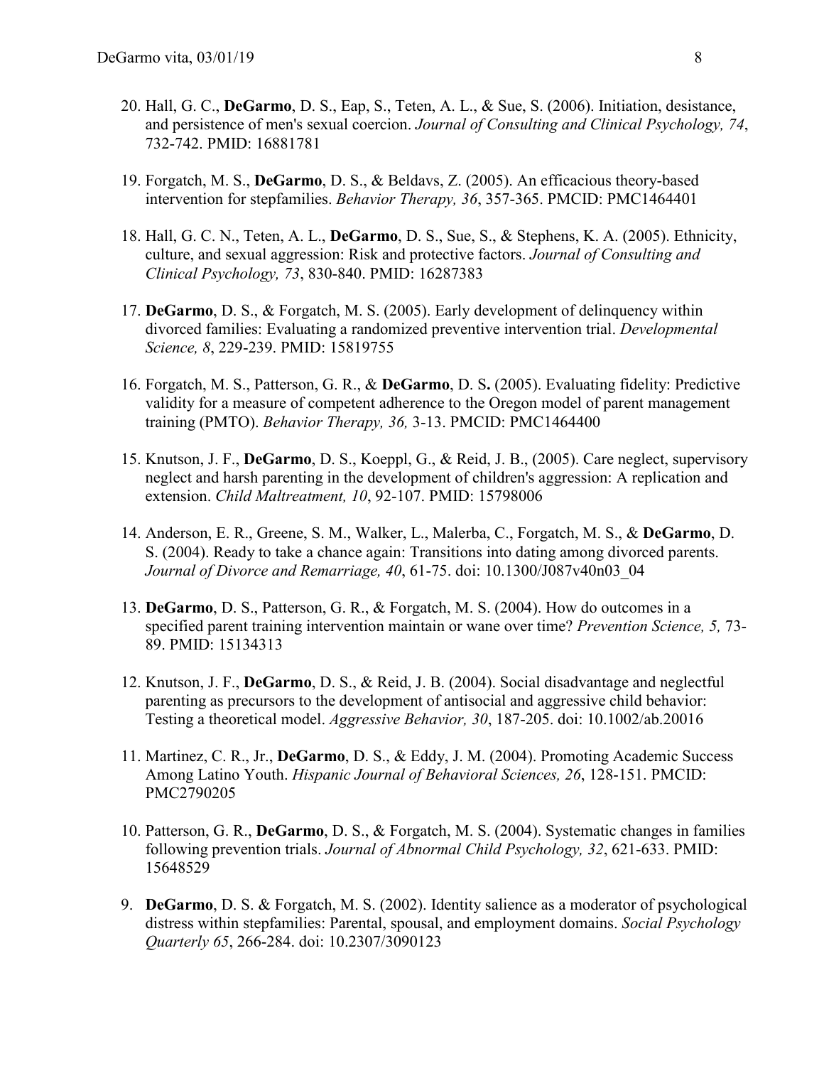20. Hall, G. C., **DeGarmo**, D. S., Eap, S., Teten, A. L., & Sue, S. (2006). Initiation, desistance, and persistence of men's sexual coercion. *Journal of Consulting and Clinical Psychology, 74*, 732-742. PMID: 16881781

19. Forgatch, M. S., **DeGarmo**, D. S., & Beldavs, Z. (2005). An efficacious theory-based intervention for stepfamilies. *Behavior Therapy, 36*, 357-365. PMCID: PMC1464401

18. Hall, G. C. N., Teten, A. L., **DeGarmo**, D. S., Sue, S., & Stephens, K. A. (2005). Ethnicity, culture, and sexual aggression: Risk and protective factors. *Journal of Consulting and Clinical Psychology, 73*, 830-840. PMID: 16287383

17. **DeGarmo**, D. S., & Forgatch, M. S. (2005). Early development of delinquency within divorced families: Evaluating a randomized preventive intervention trial. *Developmental Science, 8*, 229-239. PMID: 15819755

16. Forgatch, M. S., Patterson, G. R., & **DeGarmo**, D. S**.** (2005). Evaluating fidelity: Predictive validity for a measure of competent adherence to the Oregon model of parent management training (PMTO). *Behavior Therapy, 36,* 3-13. PMCID: PMC1464400

15. Knutson, J. F., **DeGarmo**, D. S., Koeppl, G., & Reid, J. B., (2005). Care neglect, supervisory neglect and harsh parenting in the development of children's aggression: A replication and extension. *Child Maltreatment, 10*, 92-107. PMID: 15798006

14. Anderson, E. R., Greene, S. M., Walker, L., Malerba, C., Forgatch, M. S., & **DeGarmo**, D. S. (2004). Ready to take a chance again: Transitions into dating among divorced parents. *Journal of Divorce and Remarriage, 40*, 61-75. doi: 10.1300/J087v40n03_04

13. **DeGarmo**, D. S., Patterson, G. R., & Forgatch, M. S. (2004). How do outcomes in a specified parent training intervention maintain or wane over time? *Prevention Science, 5,* 73-89. PMID: 15134313

12. Knutson, J. F., **DeGarmo**, D. S., & Reid, J. B. (2004). Social disadvantage and neglectful parenting as precursors to the development of antisocial and aggressive child behavior: Testing a theoretical model. *Aggressive Behavior, 30*, 187-205. doi: 10.1002/ab.20016

11. Martinez, C. R., Jr., **DeGarmo**, D. S., & Eddy, J. M. (2004). Promoting Academic Success Among Latino Youth. *Hispanic Journal of Behavioral Sciences, 26*, 128-151. PMCID: PMC2790205

10. Patterson, G. R., **DeGarmo**, D. S., & Forgatch, M. S. (2004). Systematic changes in families following prevention trials. *Journal of Abnormal Child Psychology, 32*, 621-633. PMID: 15648529

9. **DeGarmo**, D. S. & Forgatch, M. S. (2002). Identity salience as a moderator of psychological distress within stepfamilies: Parental, spousal, and employment domains. *Social Psychology Quarterly 65*, 266-284. doi: 10.2307/3090123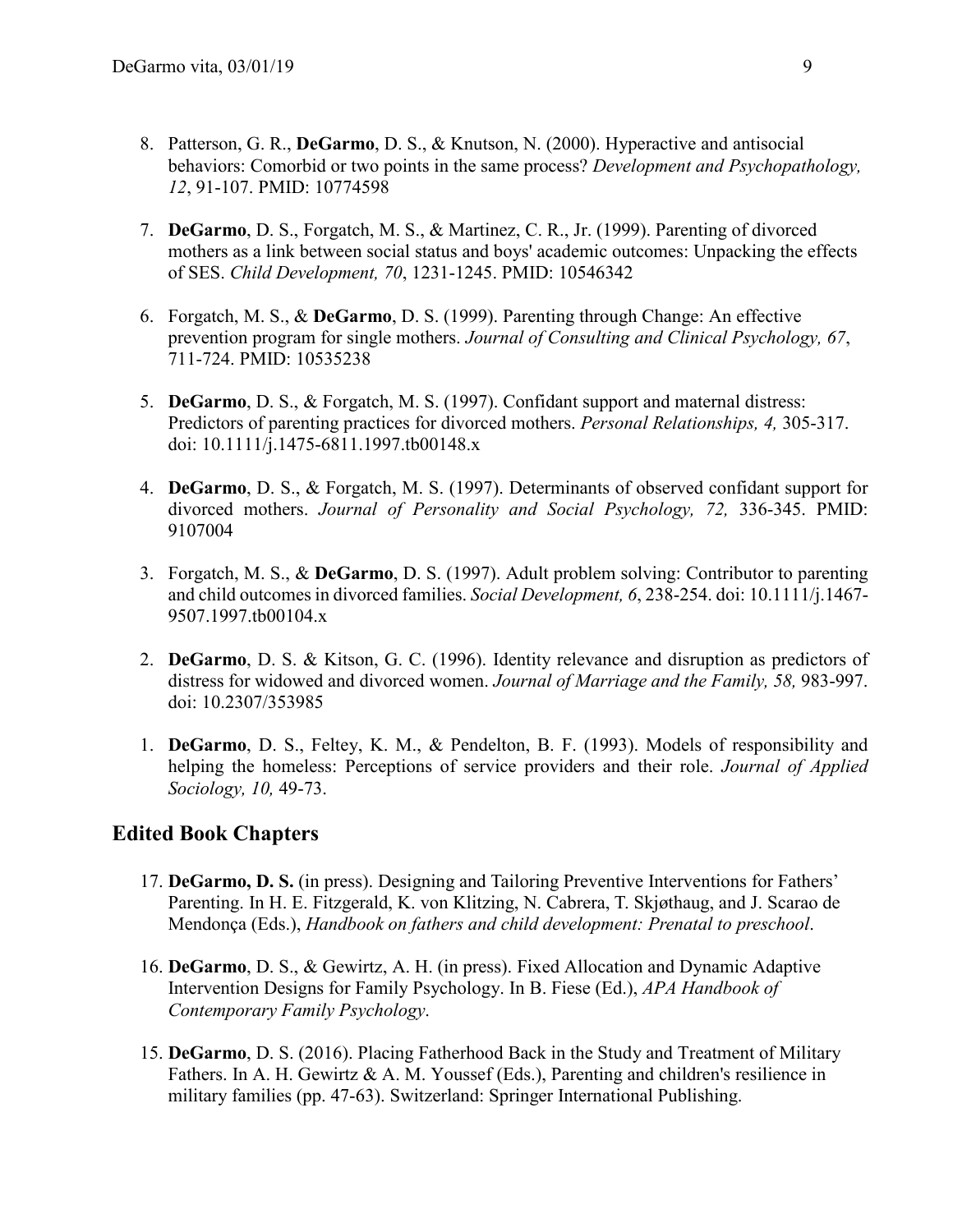8. Patterson, G. R., **DeGarmo**, D. S., & Knutson, N. (2000). Hyperactive and antisocial behaviors: Comorbid or two points in the same process? *Development and Psychopathology, 12*, 91-107. PMID: 10774598

7. **DeGarmo**, D. S., Forgatch, M. S., & Martinez, C. R., Jr. (1999). Parenting of divorced mothers as a link between social status and boys' academic outcomes: Unpacking the effects of SES. *Child Development, 70*, 1231-1245. PMID: 10546342

6. Forgatch, M. S., & **DeGarmo**, D. S. (1999). Parenting through Change: An effective prevention program for single mothers. *Journal of Consulting and Clinical Psychology, 67*, 711-724. PMID: 10535238

5. **DeGarmo**, D. S., & Forgatch, M. S. (1997). Confidant support and maternal distress: Predictors of parenting practices for divorced mothers. *Personal Relationships, 4,* 305-317. doi: 10.1111/j.1475-6811.1997.tb00148.x

4. **DeGarmo**, D. S., & Forgatch, M. S. (1997). Determinants of observed confidant support for divorced mothers. *Journal of Personality and Social Psychology, 72,* 336-345. PMID: 9107004

3. Forgatch, M. S., & **DeGarmo**, D. S. (1997). Adult problem solving: Contributor to parenting and child outcomes in divorced families. *Social Development, 6*, 238-254. doi: 10.1111/j.1467-9507.1997.tb00104.x

2. **DeGarmo**, D. S. & Kitson, G. C. (1996). Identity relevance and disruption as predictors of distress for widowed and divorced women. *Journal of Marriage and the Family, 58,* 983-997. doi: 10.2307/353985

1. **DeGarmo**, D. S., Feltey, K. M., & Pendelton, B. F. (1993). Models of responsibility and helping the homeless: Perceptions of service providers and their role. *Journal of Applied Sociology, 10,* 49-73.

## Edited Book Chapters

17. **DeGarmo, D. S.** (in press). Designing and Tailoring Preventive Interventions for Fathers' Parenting. In H. E. Fitzgerald, K. von Klitzing, N. Cabrera, T. Skjøthaug, and J. Scarao de Mendonça (Eds.), *Handbook on fathers and child development: Prenatal to preschool*.

16. **DeGarmo**, D. S., & Gewirtz, A. H. (in press). Fixed Allocation and Dynamic Adaptive Intervention Designs for Family Psychology. In B. Fiese (Ed.), *APA Handbook of Contemporary Family Psychology*.

15. **DeGarmo**, D. S. (2016). Placing Fatherhood Back in the Study and Treatment of Military Fathers. In A. H. Gewirtz & A. M. Youssef (Eds.), Parenting and children's resilience in military families (pp. 47-63). Switzerland: Springer International Publishing.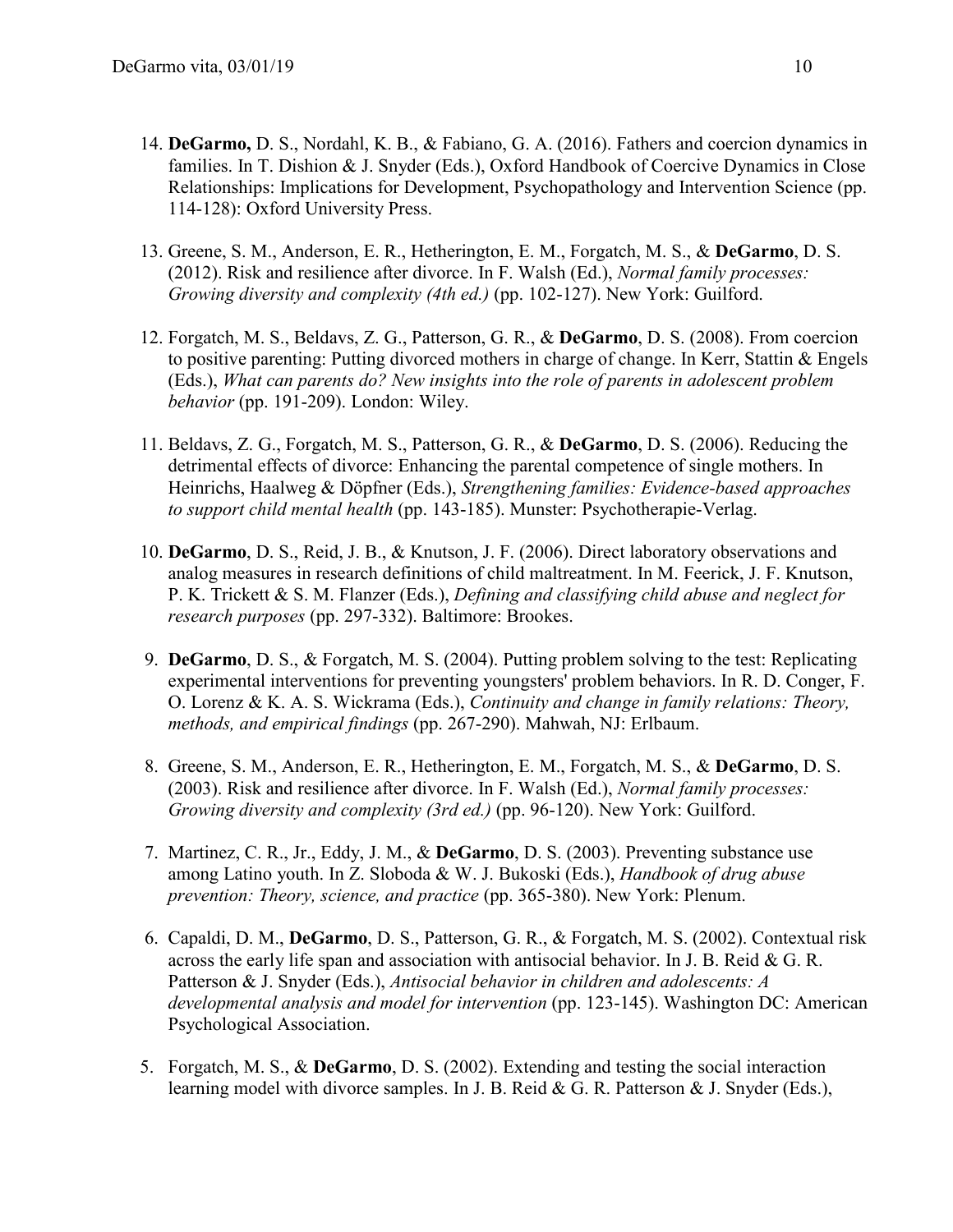14. **DeGarmo,** D. S., Nordahl, K. B., & Fabiano, G. A. (2016). Fathers and coercion dynamics in families. In T. Dishion & J. Snyder (Eds.), Oxford Handbook of Coercive Dynamics in Close Relationships: Implications for Development, Psychopathology and Intervention Science (pp. 114-128): Oxford University Press.

13. Greene, S. M., Anderson, E. R., Hetherington, E. M., Forgatch, M. S., & **DeGarmo**, D. S. (2012). Risk and resilience after divorce. In F. Walsh (Ed.), *Normal family processes: Growing diversity and complexity (4th ed.)* (pp. 102-127). New York: Guilford.

12. Forgatch, M. S., Beldavs, Z. G., Patterson, G. R., & **DeGarmo**, D. S. (2008). From coercion to positive parenting: Putting divorced mothers in charge of change. In Kerr, Stattin & Engels (Eds.), *What can parents do? New insights into the role of parents in adolescent problem behavior* (pp. 191-209). London: Wiley.

11. Beldavs, Z. G., Forgatch, M. S., Patterson, G. R., & **DeGarmo**, D. S. (2006). Reducing the detrimental effects of divorce: Enhancing the parental competence of single mothers. In Heinrichs, Haalweg & Döpfner (Eds.), *Strengthening families: Evidence-based approaches to support child mental health* (pp. 143-185). Munster: Psychotherapie-Verlag.

10. **DeGarmo**, D. S., Reid, J. B., & Knutson, J. F. (2006). Direct laboratory observations and analog measures in research definitions of child maltreatment. In M. Feerick, J. F. Knutson, P. K. Trickett & S. M. Flanzer (Eds.), *Defining and classifying child abuse and neglect for research purposes* (pp. 297-332). Baltimore: Brookes.

9. **DeGarmo**, D. S., & Forgatch, M. S. (2004). Putting problem solving to the test: Replicating experimental interventions for preventing youngsters' problem behaviors. In R. D. Conger, F. O. Lorenz & K. A. S. Wickrama (Eds.), *Continuity and change in family relations: Theory, methods, and empirical findings* (pp. 267-290). Mahwah, NJ: Erlbaum.

8. Greene, S. M., Anderson, E. R., Hetherington, E. M., Forgatch, M. S., & **DeGarmo**, D. S. (2003). Risk and resilience after divorce. In F. Walsh (Ed.), *Normal family processes: Growing diversity and complexity (3rd ed.)* (pp. 96-120). New York: Guilford.

7. Martinez, C. R., Jr., Eddy, J. M., & **DeGarmo**, D. S. (2003). Preventing substance use among Latino youth. In Z. Sloboda & W. J. Bukoski (Eds.), *Handbook of drug abuse prevention: Theory, science, and practice* (pp. 365-380). New York: Plenum.

6. Capaldi, D. M., **DeGarmo**, D. S., Patterson, G. R., & Forgatch, M. S. (2002). Contextual risk across the early life span and association with antisocial behavior. In J. B. Reid & G. R. Patterson & J. Snyder (Eds.), *Antisocial behavior in children and adolescents: A developmental analysis and model for intervention* (pp. 123-145). Washington DC: American Psychological Association.

5. Forgatch, M. S., & **DeGarmo**, D. S. (2002). Extending and testing the social interaction learning model with divorce samples. In J. B. Reid & G. R. Patterson & J. Snyder (Eds.),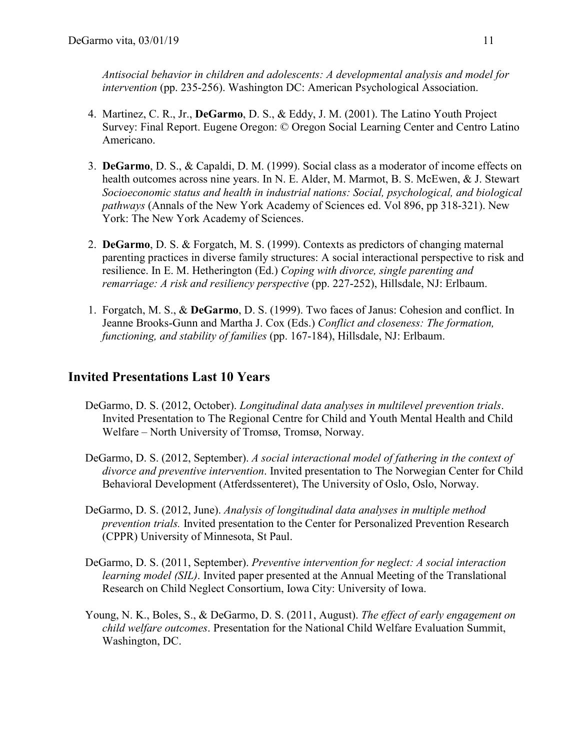*Antisocial behavior in children and adolescents: A developmental analysis and model for intervention* (pp. 235-256). Washington DC: American Psychological Association.

4. Martinez, C. R., Jr., **DeGarmo**, D. S., & Eddy, J. M. (2001). The Latino Youth Project Survey: Final Report. Eugene Oregon: © Oregon Social Learning Center and Centro Latino Americano.

3. **DeGarmo**, D. S., & Capaldi, D. M. (1999). Social class as a moderator of income effects on health outcomes across nine years. In N. E. Alder, M. Marmot, B. S. McEwen, & J. Stewart *Socioeconomic status and health in industrial nations: Social, psychological, and biological pathways* (Annals of the New York Academy of Sciences ed. Vol 896, pp 318-321). New York: The New York Academy of Sciences.

2. **DeGarmo**, D. S. & Forgatch, M. S. (1999). Contexts as predictors of changing maternal parenting practices in diverse family structures: A social interactional perspective to risk and resilience. In E. M. Hetherington (Ed.) *Coping with divorce, single parenting and remarriage: A risk and resiliency perspective* (pp. 227-252), Hillsdale, NJ: Erlbaum.

1. Forgatch, M. S., & **DeGarmo**, D. S. (1999). Two faces of Janus: Cohesion and conflict. In Jeanne Brooks-Gunn and Martha J. Cox (Eds.) *Conflict and closeness: The formation, functioning, and stability of families* (pp. 167-184), Hillsdale, NJ: Erlbaum.

## Invited Presentations Last 10 Years

DeGarmo, D. S. (2012, October). *Longitudinal data analyses in multilevel prevention trials*. Invited Presentation to The Regional Centre for Child and Youth Mental Health and Child Welfare – North University of Tromsø, Tromsø, Norway.

DeGarmo, D. S. (2012, September). *A social interactional model of fathering in the context of divorce and preventive intervention*. Invited presentation to The Norwegian Center for Child Behavioral Development (Atferdssenteret), The University of Oslo, Oslo, Norway.

DeGarmo, D. S. (2012, June). *Analysis of longitudinal data analyses in multiple method prevention trials.* Invited presentation to the Center for Personalized Prevention Research (CPPR) University of Minnesota, St Paul.

DeGarmo, D. S. (2011, September). *Preventive intervention for neglect: A social interaction learning model (SIL)*. Invited paper presented at the Annual Meeting of the Translational Research on Child Neglect Consortium, Iowa City: University of Iowa.

Young, N. K., Boles, S., & DeGarmo, D. S. (2011, August). *The effect of early engagement on child welfare outcomes*. Presentation for the National Child Welfare Evaluation Summit, Washington, DC.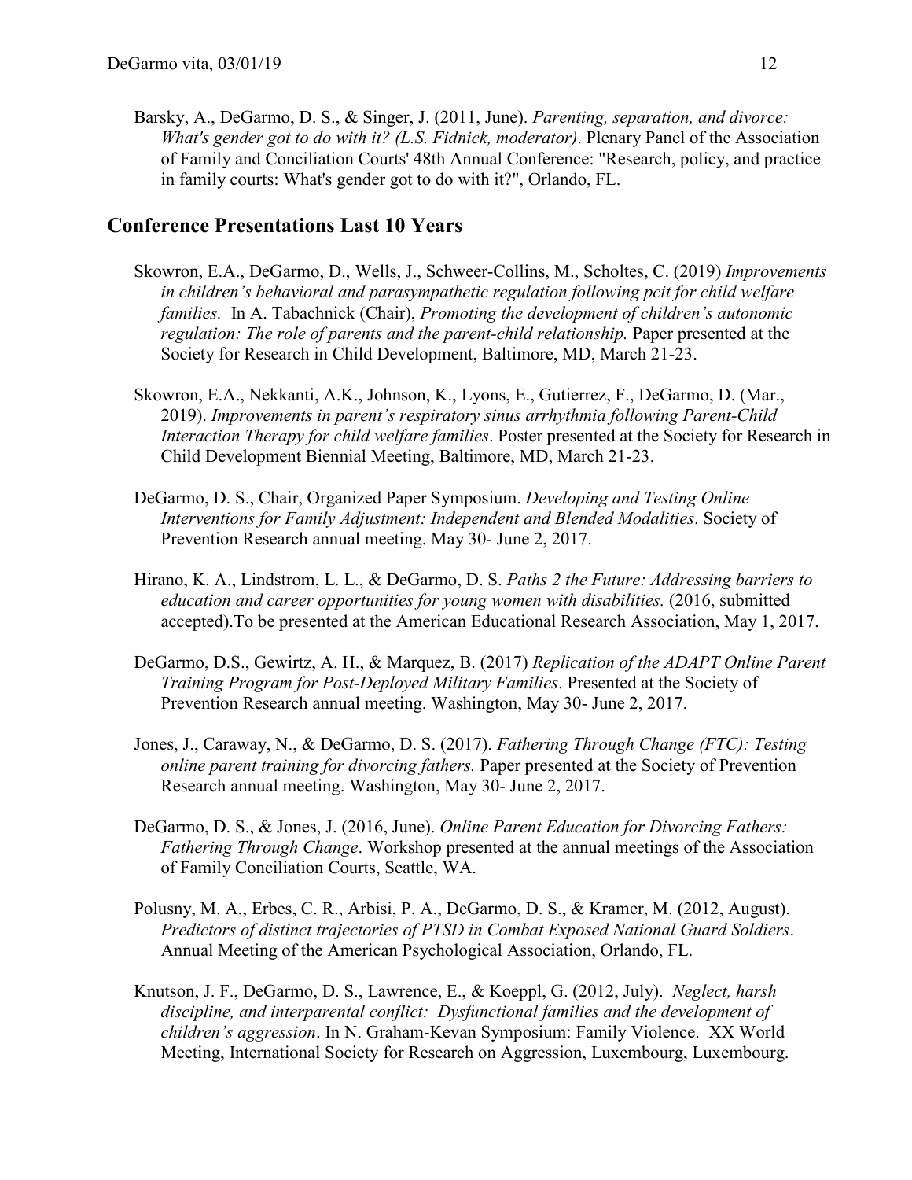Barsky, A., DeGarmo, D. S., & Singer, J. (2011, June). *Parenting, separation, and divorce: What's gender got to do with it? (L.S. Fidnick, moderator)*. Plenary Panel of the Association of Family and Conciliation Courts' 48th Annual Conference: "Research, policy, and practice in family courts: What's gender got to do with it?", Orlando, FL.

## Conference Presentations Last 10 Years

Skowron, E.A., DeGarmo, D., Wells, J., Schweer-Collins, M., Scholtes, C. (2019) *Improvements in children's behavioral and parasympathetic regulation following pcit for child welfare families.* In A. Tabachnick (Chair), *Promoting the development of children's autonomic regulation: The role of parents and the parent-child relationship.* Paper presented at the Society for Research in Child Development, Baltimore, MD, March 21-23.

Skowron, E.A., Nekkanti, A.K., Johnson, K., Lyons, E., Gutierrez, F., DeGarmo, D. (Mar., 2019). *Improvements in parent's respiratory sinus arrhythmia following Parent-Child Interaction Therapy for child welfare families*. Poster presented at the Society for Research in Child Development Biennial Meeting, Baltimore, MD, March 21-23.

DeGarmo, D. S., Chair, Organized Paper Symposium. *Developing and Testing Online Interventions for Family Adjustment: Independent and Blended Modalities*. Society of Prevention Research annual meeting. May 30- June 2, 2017.

Hirano, K. A., Lindstrom, L. L., & DeGarmo, D. S. *Paths 2 the Future: Addressing barriers to education and career opportunities for young women with disabilities.* (2016, submitted accepted).To be presented at the American Educational Research Association, May 1, 2017.

DeGarmo, D.S., Gewirtz, A. H., & Marquez, B. (2017) *Replication of the ADAPT Online Parent Training Program for Post-Deployed Military Families*. Presented at the Society of Prevention Research annual meeting. Washington, May 30- June 2, 2017.

Jones, J., Caraway, N., & DeGarmo, D. S. (2017). *Fathering Through Change (FTC): Testing online parent training for divorcing fathers.* Paper presented at the Society of Prevention Research annual meeting. Washington, May 30- June 2, 2017.

DeGarmo, D. S., & Jones, J. (2016, June). *Online Parent Education for Divorcing Fathers: Fathering Through Change*. Workshop presented at the annual meetings of the Association of Family Conciliation Courts, Seattle, WA.

Polusny, M. A., Erbes, C. R., Arbisi, P. A., DeGarmo, D. S., & Kramer, M. (2012, August). *Predictors of distinct trajectories of PTSD in Combat Exposed National Guard Soldiers*. Annual Meeting of the American Psychological Association, Orlando, FL.

Knutson, J. F., DeGarmo, D. S., Lawrence, E., & Koeppl, G. (2012, July). *Neglect, harsh discipline, and interparental conflict: Dysfunctional families and the development of children's aggression*. In N. Graham-Kevan Symposium: Family Violence. XX World Meeting, International Society for Research on Aggression, Luxembourg, Luxembourg.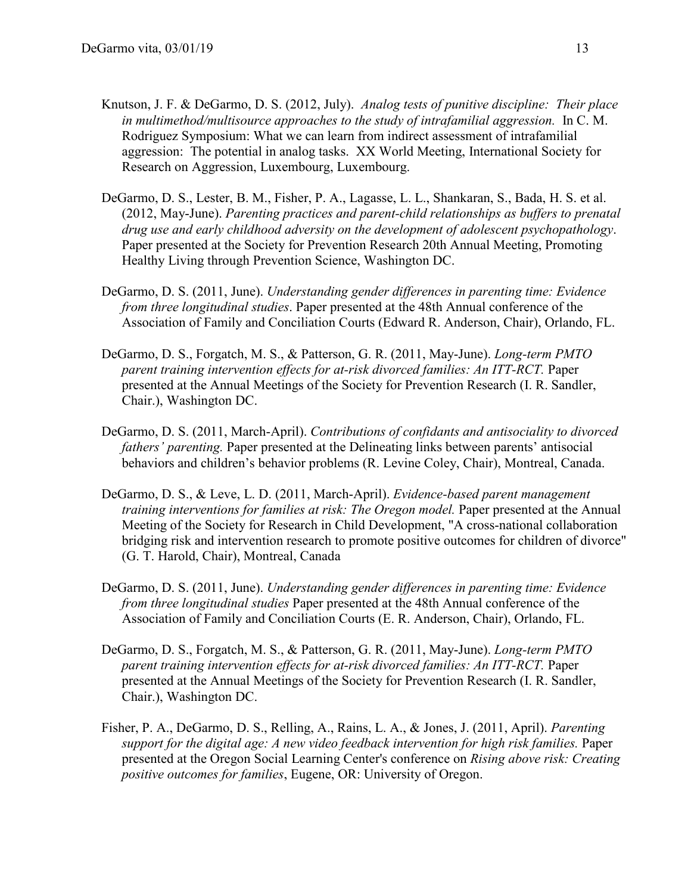Knutson, J. F. & DeGarmo, D. S. (2012, July). *Analog tests of punitive discipline: Their place in multimethod/multisource approaches to the study of intrafamilial aggression.* In C. M. Rodriguez Symposium: What we can learn from indirect assessment of intrafamilial aggression: The potential in analog tasks. XX World Meeting, International Society for Research on Aggression, Luxembourg, Luxembourg.

DeGarmo, D. S., Lester, B. M., Fisher, P. A., Lagasse, L. L., Shankaran, S., Bada, H. S. et al. (2012, May-June). *Parenting practices and parent-child relationships as buffers to prenatal drug use and early childhood adversity on the development of adolescent psychopathology*. Paper presented at the Society for Prevention Research 20th Annual Meeting, Promoting Healthy Living through Prevention Science, Washington DC.

DeGarmo, D. S. (2011, June). *Understanding gender differences in parenting time: Evidence from three longitudinal studies*. Paper presented at the 48th Annual conference of the Association of Family and Conciliation Courts (Edward R. Anderson, Chair), Orlando, FL.

DeGarmo, D. S., Forgatch, M. S., & Patterson, G. R. (2011, May-June). *Long-term PMTO parent training intervention effects for at-risk divorced families: An ITT-RCT.* Paper presented at the Annual Meetings of the Society for Prevention Research (I. R. Sandler, Chair.), Washington DC.

DeGarmo, D. S. (2011, March-April). *Contributions of confidants and antisociality to divorced fathers' parenting.* Paper presented at the Delineating links between parents' antisocial behaviors and children's behavior problems (R. Levine Coley, Chair), Montreal, Canada.

DeGarmo, D. S., & Leve, L. D. (2011, March-April). *Evidence-based parent management training interventions for families at risk: The Oregon model.* Paper presented at the Annual Meeting of the Society for Research in Child Development, "A cross-national collaboration bridging risk and intervention research to promote positive outcomes for children of divorce" (G. T. Harold, Chair), Montreal, Canada

DeGarmo, D. S. (2011, June). *Understanding gender differences in parenting time: Evidence from three longitudinal studies* Paper presented at the 48th Annual conference of the Association of Family and Conciliation Courts (E. R. Anderson, Chair), Orlando, FL.

DeGarmo, D. S., Forgatch, M. S., & Patterson, G. R. (2011, May-June). *Long-term PMTO parent training intervention effects for at-risk divorced families: An ITT-RCT.* Paper presented at the Annual Meetings of the Society for Prevention Research (I. R. Sandler, Chair.), Washington DC.

Fisher, P. A., DeGarmo, D. S., Relling, A., Rains, L. A., & Jones, J. (2011, April). *Parenting support for the digital age: A new video feedback intervention for high risk families.* Paper presented at the Oregon Social Learning Center's conference on *Rising above risk: Creating positive outcomes for families*, Eugene, OR: University of Oregon.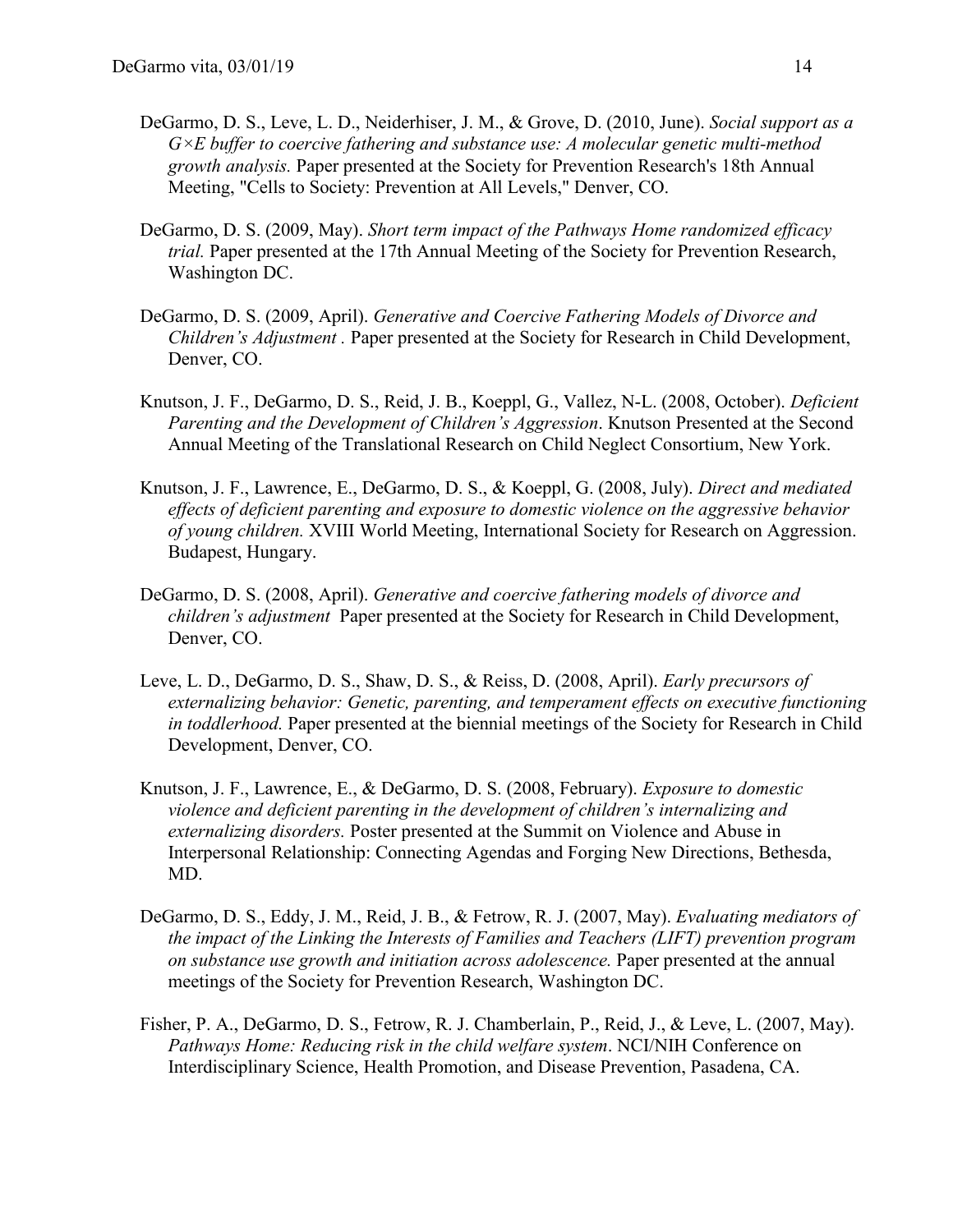DeGarmo, D. S., Leve, L. D., Neiderhiser, J. M., & Grove, D. (2010, June). *Social support as a G×E buffer to coercive fathering and substance use: A molecular genetic multi-method growth analysis.* Paper presented at the Society for Prevention Research's 18th Annual Meeting, "Cells to Society: Prevention at All Levels," Denver, CO.

DeGarmo, D. S. (2009, May). *Short term impact of the Pathways Home randomized efficacy trial.* Paper presented at the 17th Annual Meeting of the Society for Prevention Research, Washington DC.

DeGarmo, D. S. (2009, April). *Generative and Coercive Fathering Models of Divorce and Children's Adjustment .* Paper presented at the Society for Research in Child Development, Denver, CO.

Knutson, J. F., DeGarmo, D. S., Reid, J. B., Koeppl, G., Vallez, N-L. (2008, October). *Deficient Parenting and the Development of Children's Aggression*. Knutson Presented at the Second Annual Meeting of the Translational Research on Child Neglect Consortium, New York.

Knutson, J. F., Lawrence, E., DeGarmo, D. S., & Koeppl, G. (2008, July). *Direct and mediated effects of deficient parenting and exposure to domestic violence on the aggressive behavior of young children.* XVIII World Meeting, International Society for Research on Aggression. Budapest, Hungary.

DeGarmo, D. S. (2008, April). *Generative and coercive fathering models of divorce and children's adjustment* Paper presented at the Society for Research in Child Development, Denver, CO.

Leve, L. D., DeGarmo, D. S., Shaw, D. S., & Reiss, D. (2008, April). *Early precursors of externalizing behavior: Genetic, parenting, and temperament effects on executive functioning in toddlerhood.* Paper presented at the biennial meetings of the Society for Research in Child Development, Denver, CO.

Knutson, J. F., Lawrence, E., & DeGarmo, D. S. (2008, February). *Exposure to domestic violence and deficient parenting in the development of children's internalizing and externalizing disorders.* Poster presented at the Summit on Violence and Abuse in Interpersonal Relationship: Connecting Agendas and Forging New Directions, Bethesda, MD.

DeGarmo, D. S., Eddy, J. M., Reid, J. B., & Fetrow, R. J. (2007, May). *Evaluating mediators of the impact of the Linking the Interests of Families and Teachers (LIFT) prevention program on substance use growth and initiation across adolescence.* Paper presented at the annual meetings of the Society for Prevention Research, Washington DC.

Fisher, P. A., DeGarmo, D. S., Fetrow, R. J. Chamberlain, P., Reid, J., & Leve, L. (2007, May). *Pathways Home: Reducing risk in the child welfare system*. NCI/NIH Conference on Interdisciplinary Science, Health Promotion, and Disease Prevention, Pasadena, CA.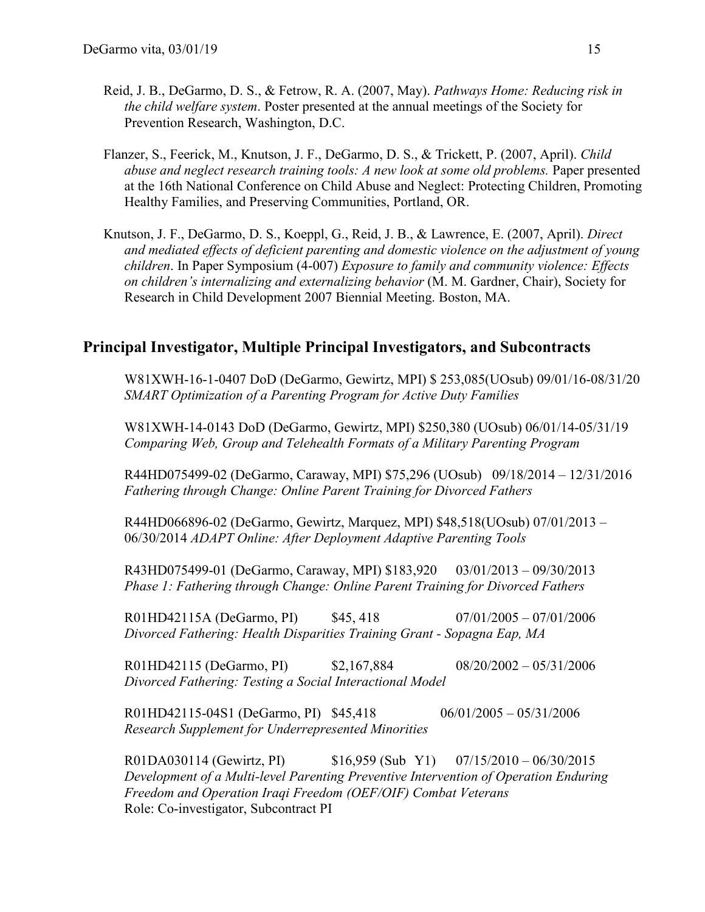Reid, J. B., DeGarmo, D. S., & Fetrow, R. A. (2007, May). *Pathways Home: Reducing risk in the child welfare system*. Poster presented at the annual meetings of the Society for Prevention Research, Washington, D.C.

Flanzer, S., Feerick, M., Knutson, J. F., DeGarmo, D. S., & Trickett, P. (2007, April). *Child abuse and neglect research training tools: A new look at some old problems.* Paper presented at the 16th National Conference on Child Abuse and Neglect: Protecting Children, Promoting Healthy Families, and Preserving Communities, Portland, OR.

Knutson, J. F., DeGarmo, D. S., Koeppl, G., Reid, J. B., & Lawrence, E. (2007, April). *Direct and mediated effects of deficient parenting and domestic violence on the adjustment of young children*. In Paper Symposium (4-007) *Exposure to family and community violence: Effects on children's internalizing and externalizing behavior* (M. M. Gardner, Chair), Society for Research in Child Development 2007 Biennial Meeting. Boston, MA.

## Principal Investigator, Multiple Principal Investigators, and Subcontracts

W81XWH-16-1-0407 DoD (DeGarmo, Gewirtz, MPI) $ 253,085(UOsub) 09/01/16-08/31/20
*SMART Optimization of a Parenting Program for Active Duty Families*

W81XWH-14-0143 DoD (DeGarmo, Gewirtz, MPI) $250,380 (UOsub) 06/01/14-05/31/19
*Comparing Web, Group and Telehealth Formats of a Military Parenting Program*

R44HD075499-02 (DeGarmo, Caraway, MPI) $75,296 (UOsub) 09/18/2014 – 12/31/2016
*Fathering through Change: Online Parent Training for Divorced Fathers*

R44HD066896-02 (DeGarmo, Gewirtz, Marquez, MPI) $48,518(UOsub) 07/01/2013 – 06/30/2014 *ADAPT Online: After Deployment Adaptive Parenting Tools*

R43HD075499-01 (DeGarmo, Caraway, MPI) $183,920 03/01/2013 – 09/30/2013
*Phase 1: Fathering through Change: Online Parent Training for Divorced Fathers*

R01HD42115A (DeGarmo, PI) $45, 418 07/01/2005 – 07/01/2006
*Divorced Fathering: Health Disparities Training Grant - Sopagna Eap, MA*

R01HD42115 (DeGarmo, PI) $2,167,884 08/20/2002 – 05/31/2006
*Divorced Fathering: Testing a Social Interactional Model*

R01HD42115-04S1 (DeGarmo, PI) $45,418 06/01/2005 – 05/31/2006
*Research Supplement for Underrepresented Minorities*

R01DA030114 (Gewirtz, PI) $16,959 (Sub Y1) 07/15/2010 – 06/30/2015
*Development of a Multi-level Parenting Preventive Intervention of Operation Enduring Freedom and Operation Iraqi Freedom (OEF/OIF) Combat Veterans*
Role: Co-investigator, Subcontract PI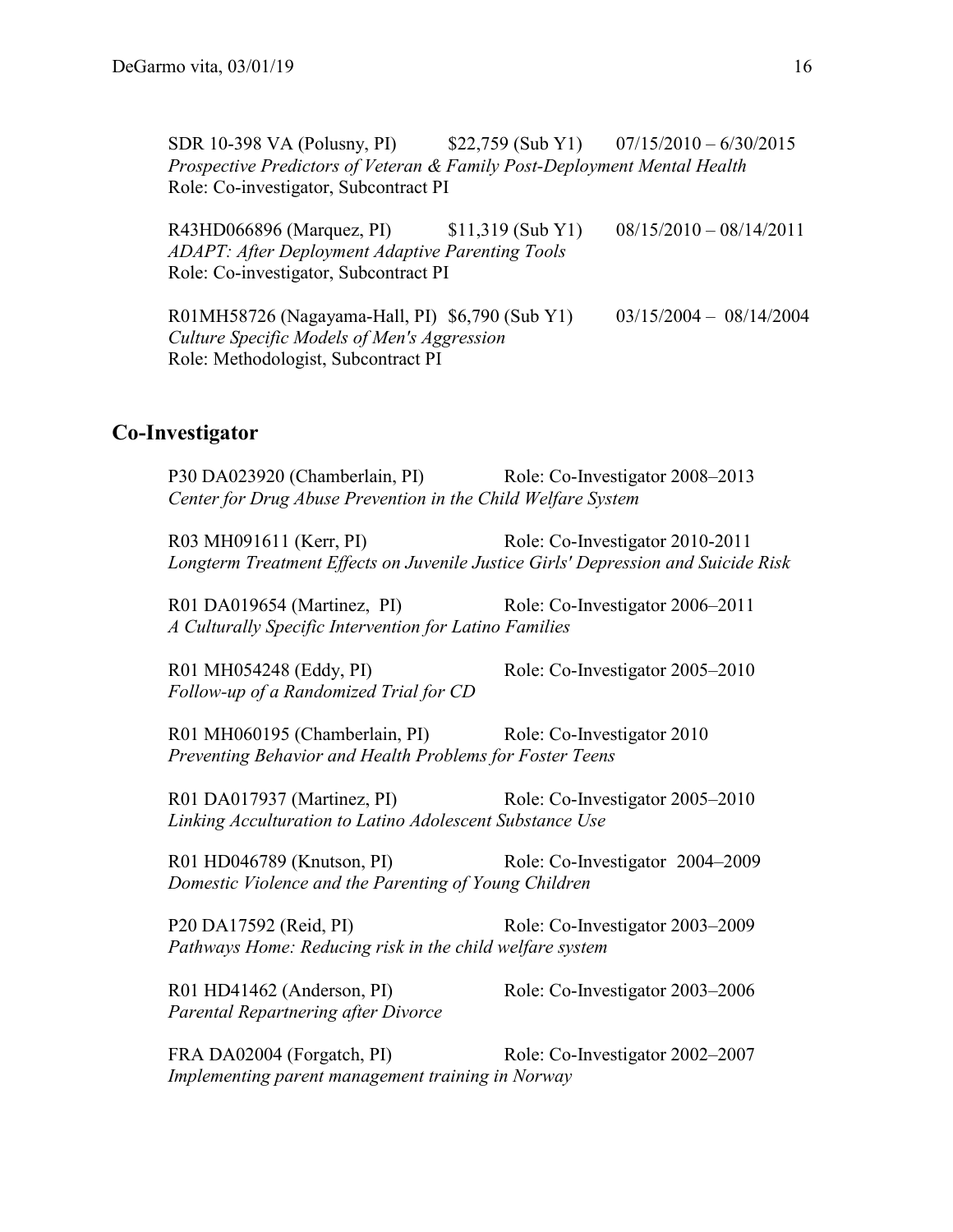SDR 10-398 VA (Polusny, PI) $22,759 (Sub Y1) 07/15/2010 – 6/30/2015
*Prospective Predictors of Veteran & Family Post-Deployment Mental Health*
Role: Co-investigator, Subcontract PI

R43HD066896 (Marquez, PI) $11,319 (Sub Y1) 08/15/2010 – 08/14/2011
*ADAPT: After Deployment Adaptive Parenting Tools*
Role: Co-investigator, Subcontract PI

R01MH58726 (Nagayama-Hall, PI) $6,790 (Sub Y1) 03/15/2004 – 08/14/2004
*Culture Specific Models of Men's Aggression*
Role: Methodologist, Subcontract PI

## Co-Investigator

P30 DA023920 (Chamberlain, PI) Role: Co-Investigator 2008–2013
*Center for Drug Abuse Prevention in the Child Welfare System*

R03 MH091611 (Kerr, PI) Role: Co-Investigator 2010-2011
*Longterm Treatment Effects on Juvenile Justice Girls' Depression and Suicide Risk*

R01 DA019654 (Martinez, PI) Role: Co-Investigator 2006–2011
*A Culturally Specific Intervention for Latino Families*

R01 MH054248 (Eddy, PI) Role: Co-Investigator 2005–2010
*Follow-up of a Randomized Trial for CD*

R01 MH060195 (Chamberlain, PI) Role: Co-Investigator 2010
*Preventing Behavior and Health Problems for Foster Teens*

R01 DA017937 (Martinez, PI) Role: Co-Investigator 2005–2010
*Linking Acculturation to Latino Adolescent Substance Use*

R01 HD046789 (Knutson, PI) Role: Co-Investigator 2004–2009
*Domestic Violence and the Parenting of Young Children*

P20 DA17592 (Reid, PI) Role: Co-Investigator 2003–2009
*Pathways Home: Reducing risk in the child welfare system*

R01 HD41462 (Anderson, PI) Role: Co-Investigator 2003–2006
*Parental Repartnering after Divorce*

FRA DA02004 (Forgatch, PI) Role: Co-Investigator 2002–2007
*Implementing parent management training in Norway*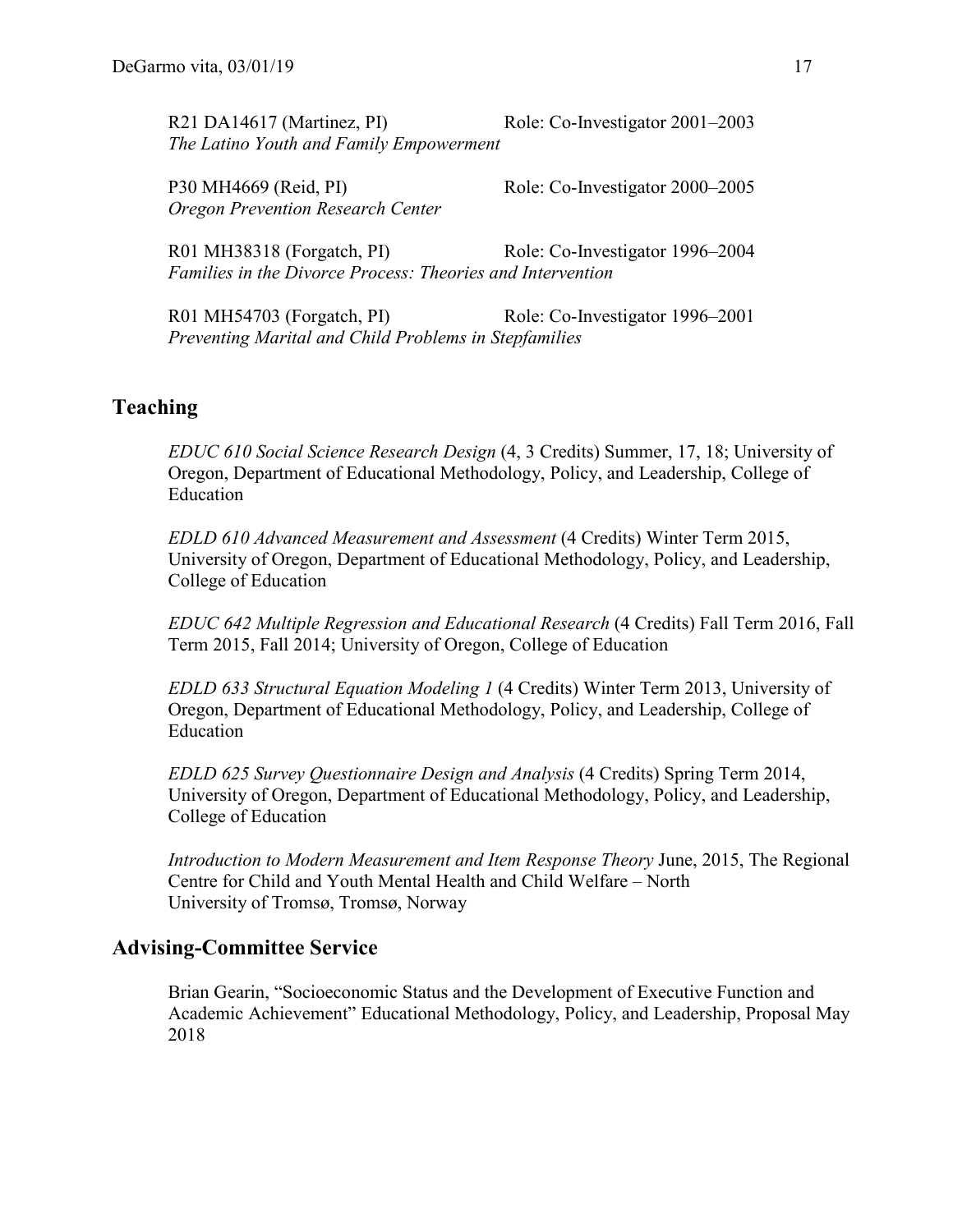R21 DA14617 (Martinez, PI) Role: Co-Investigator 2001–2003
*The Latino Youth and Family Empowerment*

P30 MH4669 (Reid, PI) Role: Co-Investigator 2000–2005
*Oregon Prevention Research Center*

R01 MH38318 (Forgatch, PI) Role: Co-Investigator 1996–2004
*Families in the Divorce Process: Theories and Intervention*

R01 MH54703 (Forgatch, PI) Role: Co-Investigator 1996–2001
*Preventing Marital and Child Problems in Stepfamilies*

## Teaching

*EDUC 610 Social Science Research Design* (4, 3 Credits) Summer, 17, 18; University of Oregon, Department of Educational Methodology, Policy, and Leadership, College of Education

*EDLD 610 Advanced Measurement and Assessment* (4 Credits) Winter Term 2015, University of Oregon, Department of Educational Methodology, Policy, and Leadership, College of Education

*EDUC 642 Multiple Regression and Educational Research* (4 Credits) Fall Term 2016, Fall Term 2015, Fall 2014; University of Oregon, College of Education

*EDLD 633 Structural Equation Modeling 1* (4 Credits) Winter Term 2013, University of Oregon, Department of Educational Methodology, Policy, and Leadership, College of Education

*EDLD 625 Survey Questionnaire Design and Analysis* (4 Credits) Spring Term 2014, University of Oregon, Department of Educational Methodology, Policy, and Leadership, College of Education

*Introduction to Modern Measurement and Item Response Theory* June, 2015, The Regional Centre for Child and Youth Mental Health and Child Welfare – North University of Tromsø, Tromsø, Norway

## Advising-Committee Service

Brian Gearin, "Socioeconomic Status and the Development of Executive Function and Academic Achievement" Educational Methodology, Policy, and Leadership, Proposal May 2018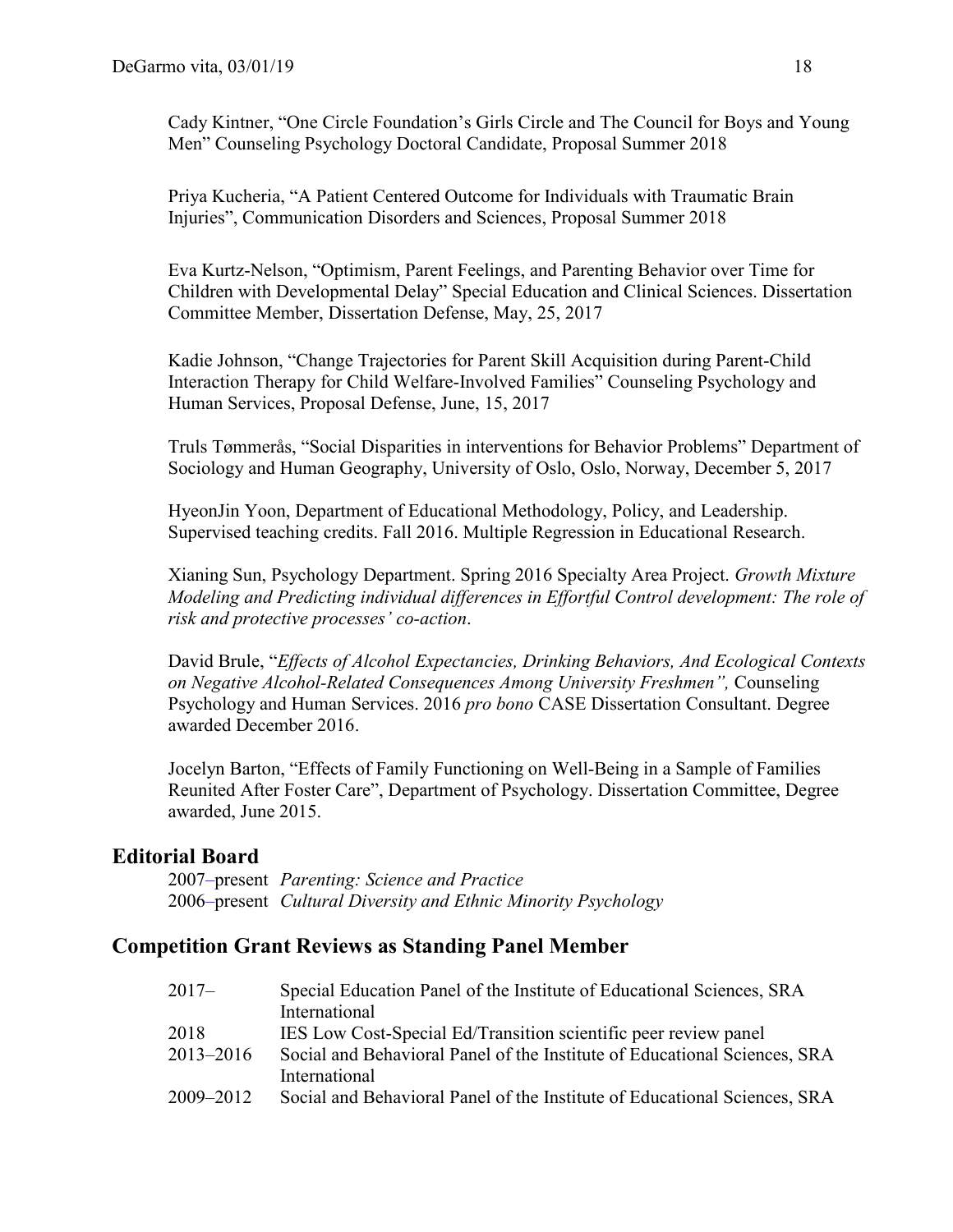Cady Kintner, "One Circle Foundation's Girls Circle and The Council for Boys and Young Men" Counseling Psychology Doctoral Candidate, Proposal Summer 2018

Priya Kucheria, "A Patient Centered Outcome for Individuals with Traumatic Brain Injuries", Communication Disorders and Sciences, Proposal Summer 2018

Eva Kurtz-Nelson, "Optimism, Parent Feelings, and Parenting Behavior over Time for Children with Developmental Delay" Special Education and Clinical Sciences. Dissertation Committee Member, Dissertation Defense, May, 25, 2017

Kadie Johnson, "Change Trajectories for Parent Skill Acquisition during Parent-Child Interaction Therapy for Child Welfare-Involved Families" Counseling Psychology and Human Services, Proposal Defense, June, 15, 2017

Truls Tømmerås, "Social Disparities in interventions for Behavior Problems" Department of Sociology and Human Geography, University of Oslo, Oslo, Norway, December 5, 2017

HyeonJin Yoon, Department of Educational Methodology, Policy, and Leadership. Supervised teaching credits. Fall 2016. Multiple Regression in Educational Research.

Xianing Sun, Psychology Department. Spring 2016 Specialty Area Project. *Growth Mixture Modeling and Predicting individual differences in Effortful Control development: The role of risk and protective processes' co-action*.

David Brule, "*Effects of Alcohol Expectancies, Drinking Behaviors, And Ecological Contexts on Negative Alcohol-Related Consequences Among University Freshmen",* Counseling Psychology and Human Services. 2016 *pro bono* CASE Dissertation Consultant. Degree awarded December 2016.

Jocelyn Barton, "Effects of Family Functioning on Well-Being in a Sample of Families Reunited After Foster Care", Department of Psychology. Dissertation Committee, Degree awarded, June 2015.

## Editorial Board

2007–present *Parenting: Science and Practice*
2006–present *Cultural Diversity and Ethnic Minority Psychology*

## Competition Grant Reviews as Standing Panel Member

| | |
|---|---|
| 2017– | Special Education Panel of the Institute of Educational Sciences, SRA International |
| 2018 | IES Low Cost-Special Ed/Transition scientific peer review panel |
| 2013–2016 | Social and Behavioral Panel of the Institute of Educational Sciences, SRA International |
| 2009–2012 | Social and Behavioral Panel of the Institute of Educational Sciences, SRA |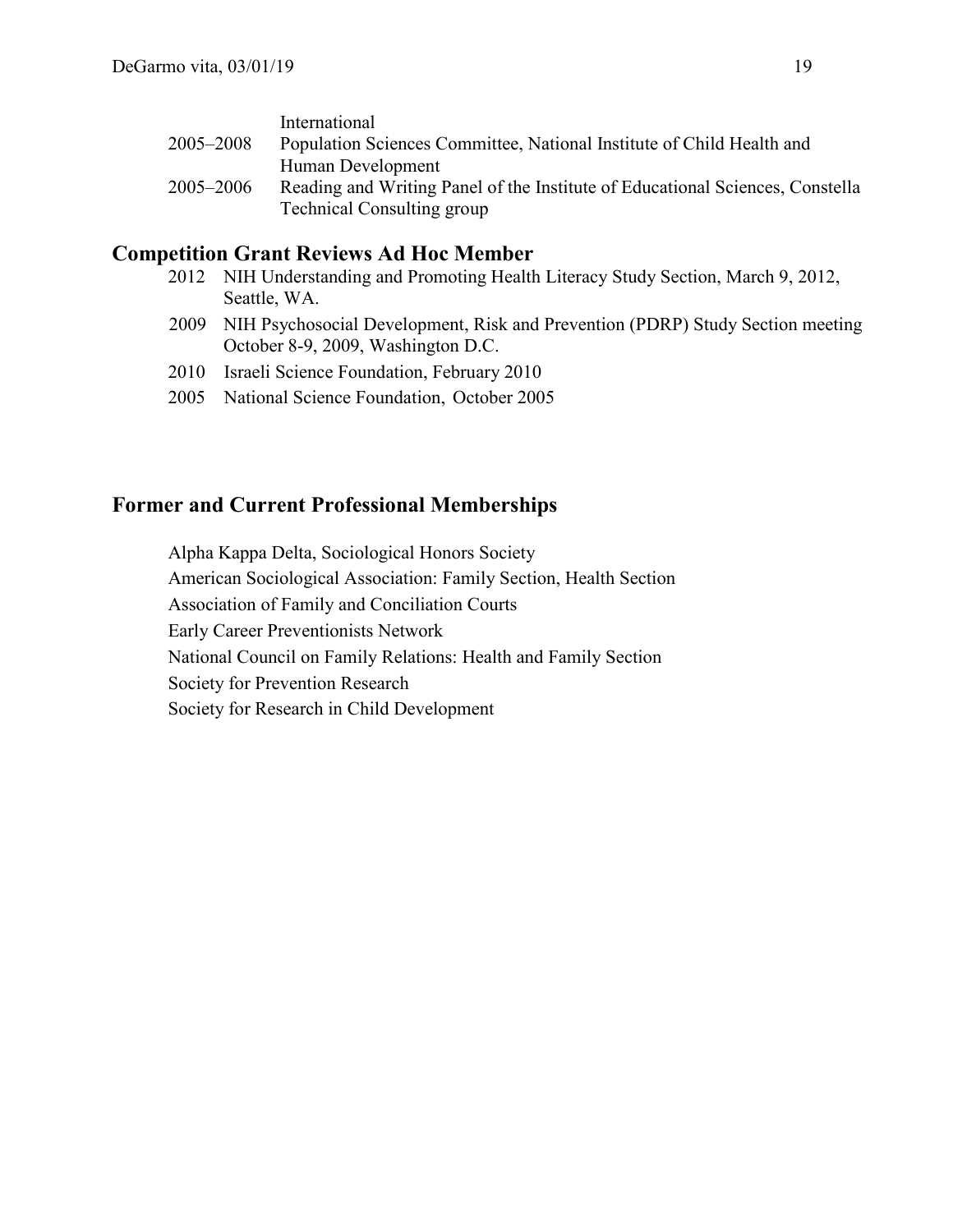International

2005–2008 Population Sciences Committee, National Institute of Child Health and Human Development

2005–2006 Reading and Writing Panel of the Institute of Educational Sciences, Constella Technical Consulting group

## Competition Grant Reviews Ad Hoc Member

2012 NIH Understanding and Promoting Health Literacy Study Section, March 9, 2012, Seattle, WA.

2009 NIH Psychosocial Development, Risk and Prevention (PDRP) Study Section meeting October 8-9, 2009, Washington D.C.

2010 Israeli Science Foundation, February 2010

2005 National Science Foundation, October 2005

## Former and Current Professional Memberships

Alpha Kappa Delta, Sociological Honors Society

American Sociological Association: Family Section, Health Section

Association of Family and Conciliation Courts

Early Career Preventionists Network

National Council on Family Relations: Health and Family Section

Society for Prevention Research

Society for Research in Child Development